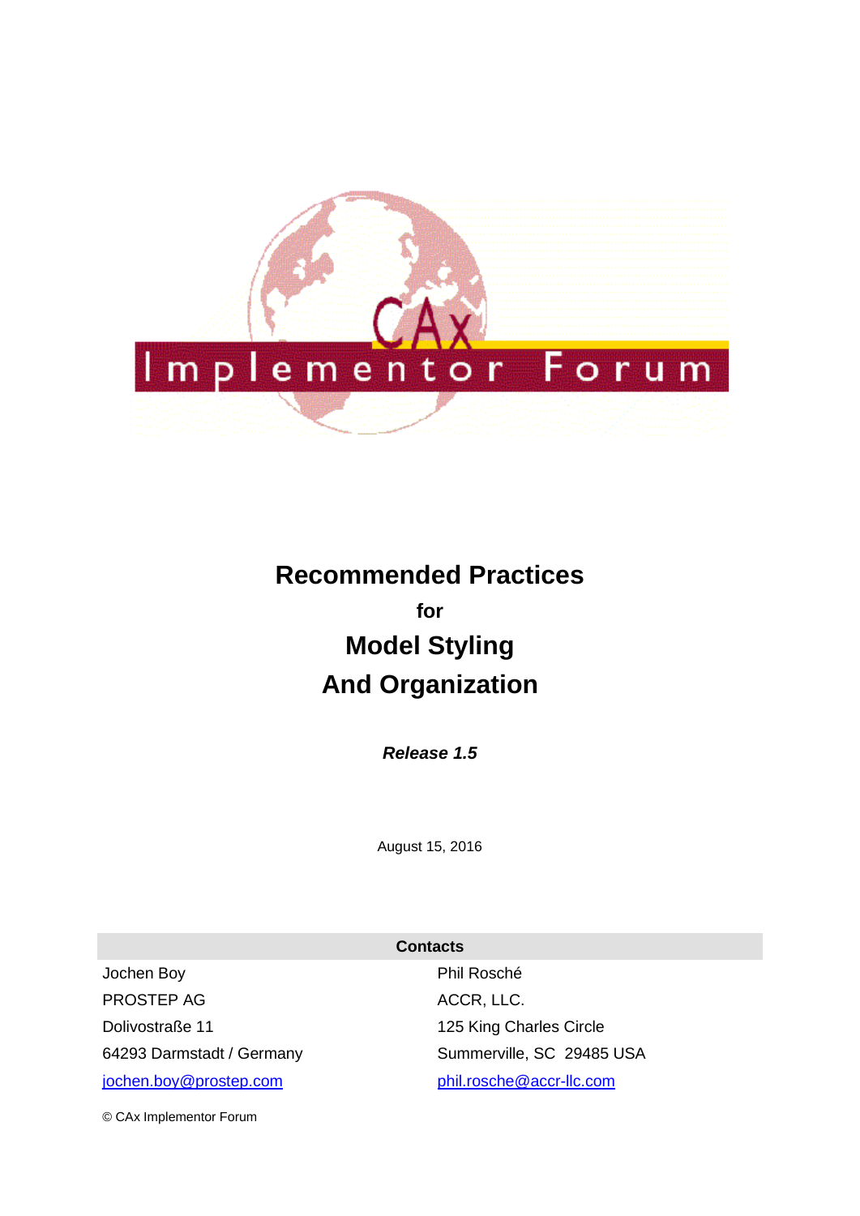# Recommended Practices

**for**

# Model Styling

# And Organization

***Release 1.5***

August 15, 2016

| Contacts | |
|---|---|
| Jochen Boy | Phil Rosché |
| PROSTEP AG | ACCR, LLC. |
| Dolivostraße 11 | 125 King Charles Circle |
| 64293 Darmstadt / Germany | Summerville, SC 29485 USA |
| jochen.boy@prostep.com | phil.rosche@accr-llc.com |

© CAx Implementor Forum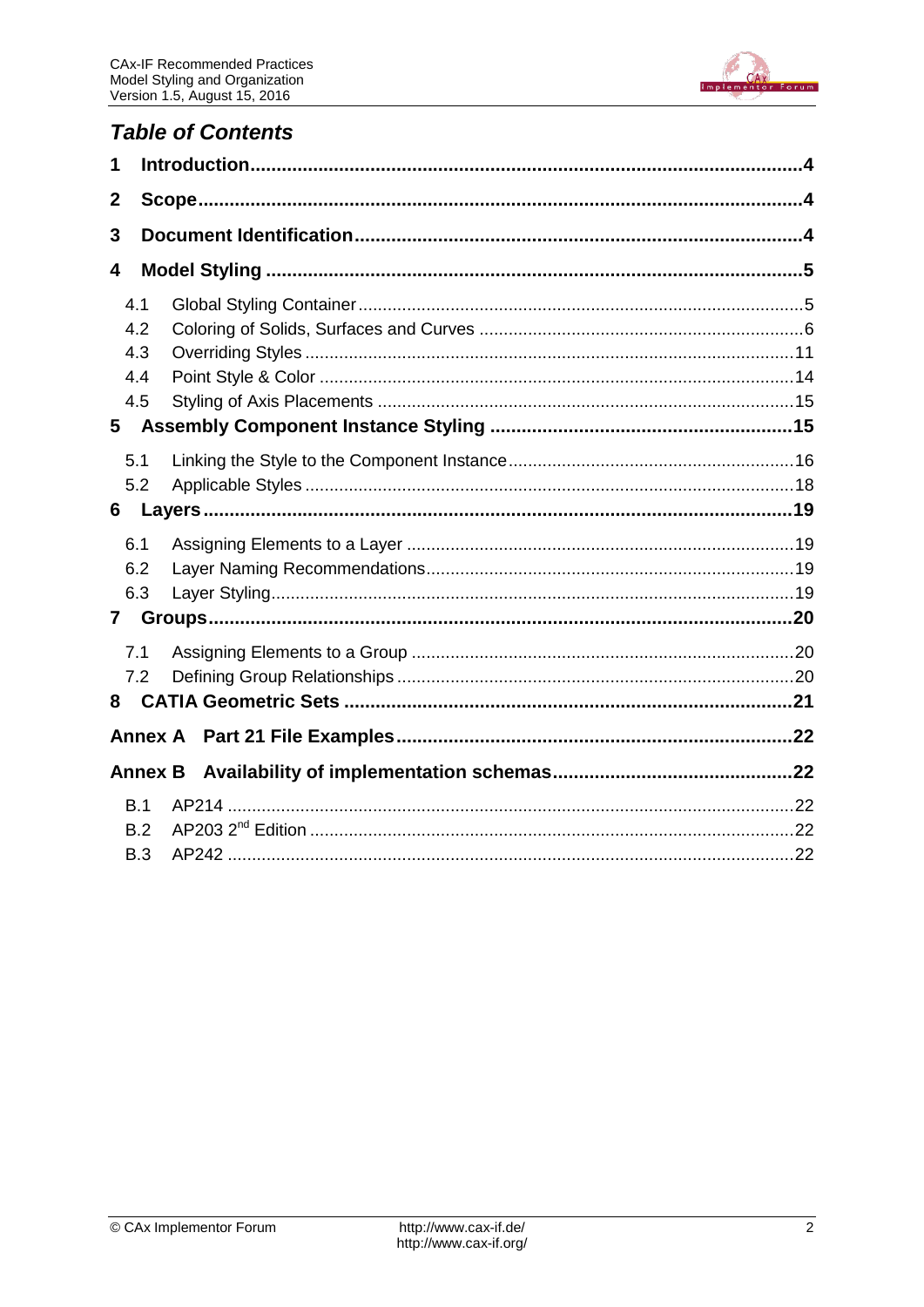## Table of Contents

- 1 Introduction....4
- 2 Scope....4
- 3 Document Identification....4
- 4 Model Styling....5
  - 4.1 Global Styling Container....5
  - 4.2 Coloring of Solids, Surfaces and Curves....6
  - 4.3 Overriding Styles....11
  - 4.4 Point Style & Color....14
  - 4.5 Styling of Axis Placements....15
- 5 Assembly Component Instance Styling....15
  - 5.1 Linking the Style to the Component Instance....16
  - 5.2 Applicable Styles....18
- 6 Layers....19
  - 6.1 Assigning Elements to a Layer....19
  - 6.2 Layer Naming Recommendations....19
  - 6.3 Layer Styling....19
- 7 Groups....20
  - 7.1 Assigning Elements to a Group....20
  - 7.2 Defining Group Relationships....20
- 8 CATIA Geometric Sets....21
- Annex A Part 21 File Examples....22
- Annex B Availability of implementation schemas....22
  - B.1 AP214....22
  - B.2 AP203 2nd Edition....22
  - B.3 AP242....22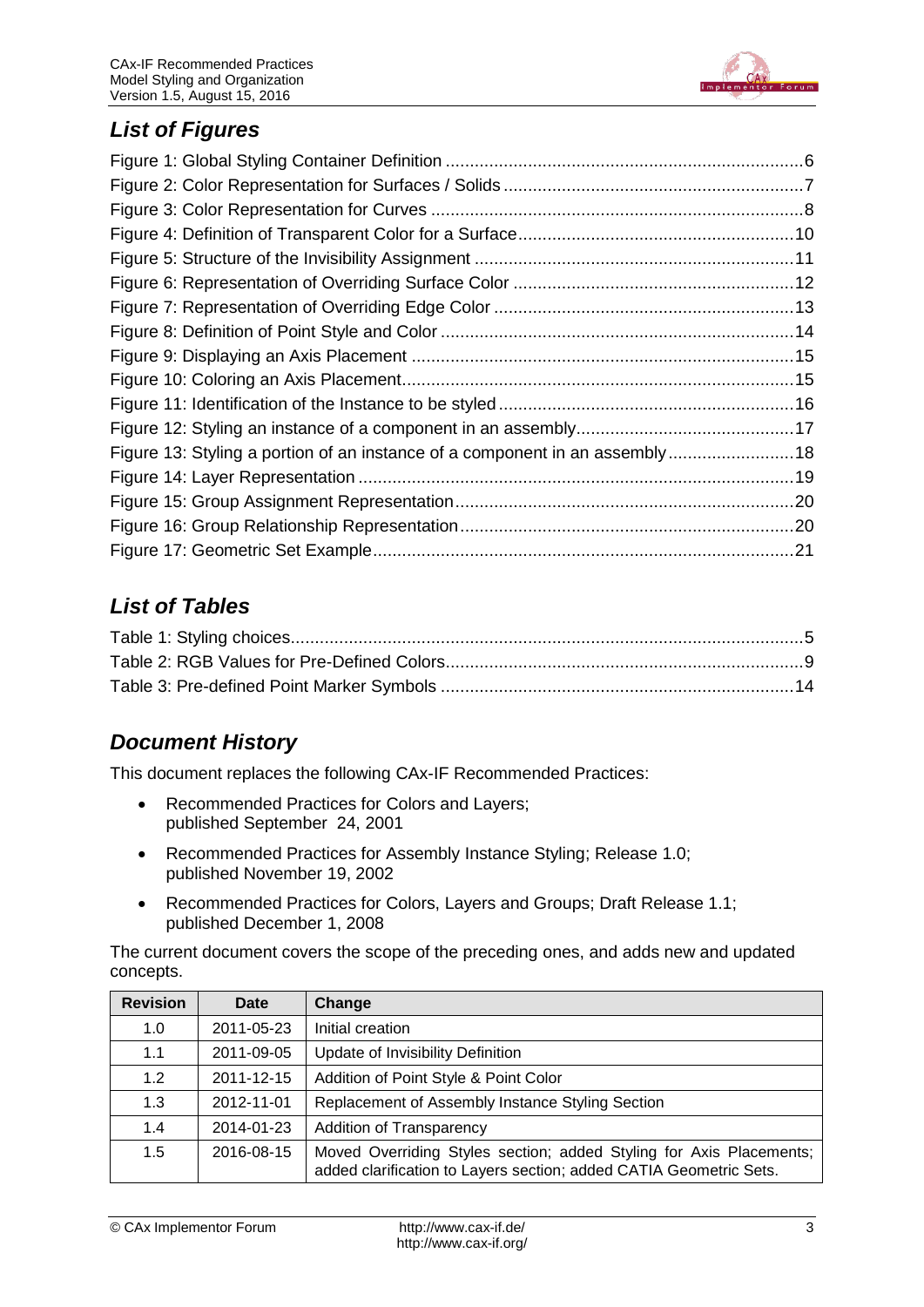## List of Figures

Figure 1: Global Styling Container Definition ........................................................................6
Figure 2: Color Representation for Surfaces / Solids ..............................................................7
Figure 3: Color Representation for Curves .............................................................................8
Figure 4: Definition of Transparent Color for a Surface.........................................................10
Figure 5: Structure of the Invisibility Assignment ..................................................................11
Figure 6: Representation of Overriding Surface Color ..........................................................12
Figure 7: Representation of Overriding Edge Color ..............................................................13
Figure 8: Definition of Point Style and Color .........................................................................14
Figure 9: Displaying an Axis Placement ...............................................................................15
Figure 10: Coloring an Axis Placement.................................................................................15
Figure 11: Identification of the Instance to be styled .............................................................16
Figure 12: Styling an instance of a component in an assembly.............................................17
Figure 13: Styling a portion of an instance of a component in an assembly..........................18
Figure 14: Layer Representation ..........................................................................................19
Figure 15: Group Assignment Representation......................................................................20
Figure 16: Group Relationship Representation.....................................................................20
Figure 17: Geometric Set Example.......................................................................................21

## List of Tables

Table 1: Styling choices..........................................................................................................5
Table 2: RGB Values for Pre-Defined Colors..........................................................................9
Table 3: Pre-defined Point Marker Symbols .........................................................................14

## Document History

This document replaces the following CAx-IF Recommended Practices:

- Recommended Practices for Colors and Layers; published September 24, 2001
- Recommended Practices for Assembly Instance Styling; Release 1.0; published November 19, 2002
- Recommended Practices for Colors, Layers and Groups; Draft Release 1.1; published December 1, 2008

The current document covers the scope of the preceding ones, and adds new and updated concepts.

| Revision | Date | Change |
|---|---|---|
| 1.0 | 2011-05-23 | Initial creation |
| 1.1 | 2011-09-05 | Update of Invisibility Definition |
| 1.2 | 2011-12-15 | Addition of Point Style & Point Color |
| 1.3 | 2012-11-01 | Replacement of Assembly Instance Styling Section |
| 1.4 | 2014-01-23 | Addition of Transparency |
| 1.5 | 2016-08-15 | Moved Overriding Styles section; added Styling for Axis Placements; added clarification to Layers section; added CATIA Geometric Sets. |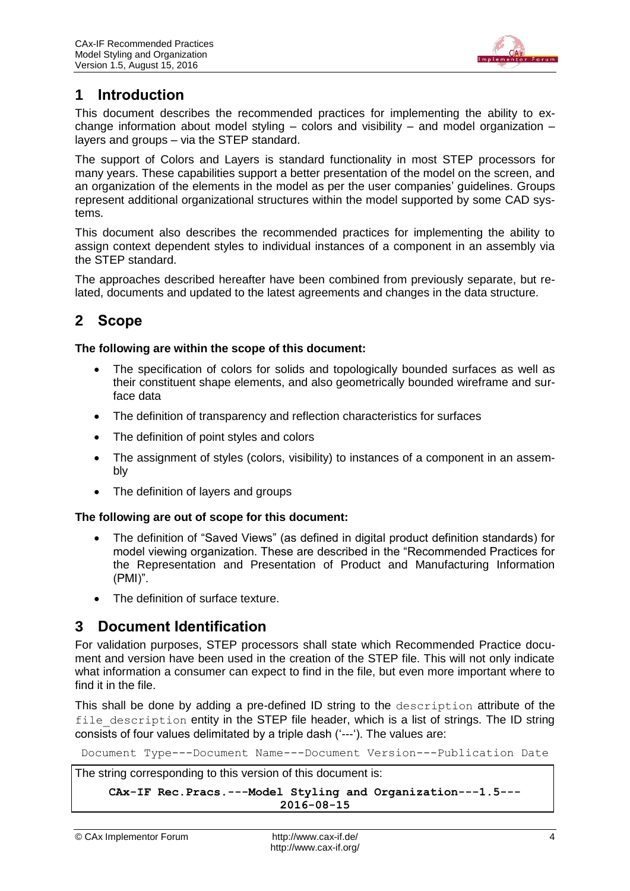# 1 Introduction

This document describes the recommended practices for implementing the ability to exchange information about model styling – colors and visibility – and model organization – layers and groups – via the STEP standard.

The support of Colors and Layers is standard functionality in most STEP processors for many years. These capabilities support a better presentation of the model on the screen, and an organization of the elements in the model as per the user companies' guidelines. Groups represent additional organizational structures within the model supported by some CAD systems.

This document also describes the recommended practices for implementing the ability to assign context dependent styles to individual instances of a component in an assembly via the STEP standard.

The approaches described hereafter have been combined from previously separate, but related, documents and updated to the latest agreements and changes in the data structure.

# 2 Scope

**The following are within the scope of this document:**

- The specification of colors for solids and topologically bounded surfaces as well as their constituent shape elements, and also geometrically bounded wireframe and surface data
- The definition of transparency and reflection characteristics for surfaces
- The definition of point styles and colors
- The assignment of styles (colors, visibility) to instances of a component in an assembly
- The definition of layers and groups

**The following are out of scope for this document:**

- The definition of "Saved Views" (as defined in digital product definition standards) for model viewing organization. These are described in the "Recommended Practices for the Representation and Presentation of Product and Manufacturing Information (PMI)".
- The definition of surface texture.

# 3 Document Identification

For validation purposes, STEP processors shall state which Recommended Practice document and version have been used in the creation of the STEP file. This will not only indicate what information a consumer can expect to find in the file, but even more important where to find it in the file.

This shall be done by adding a pre-defined ID string to the `description` attribute of the `file_description` entity in the STEP file header, which is a list of strings. The ID string consists of four values delimitated by a triple dash ('---'). The values are:

```
Document Type---Document Name---Document Version---Publication Date
```

The string corresponding to this version of this document is:

```
CAx-IF Rec.Pracs.---Model Styling and Organization---1.5---2016-08-15
```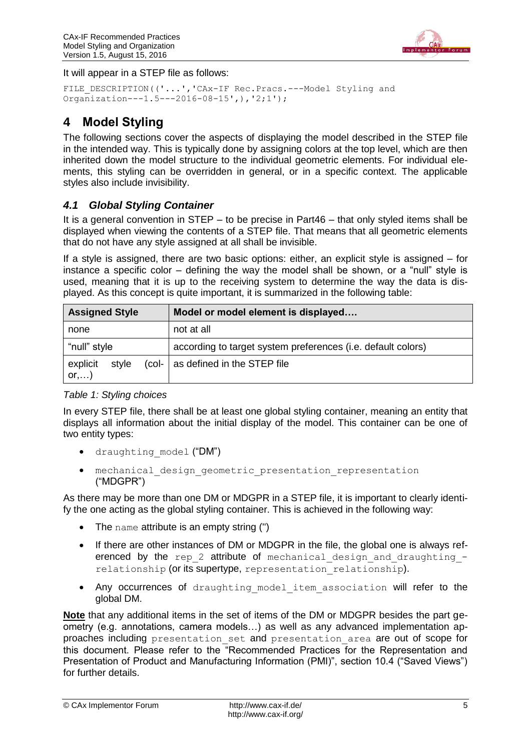It will appear in a STEP file as follows:

```
FILE_DESCRIPTION(('...','CAx-IF Rec.Pracs.---Model Styling and Organization---1.5---2016-08-15',),'2;1');
```

# 4 Model Styling

The following sections cover the aspects of displaying the model described in the STEP file in the intended way. This is typically done by assigning colors at the top level, which are then inherited down the model structure to the individual geometric elements. For individual elements, this styling can be overridden in general, or in a specific context. The applicable styles also include invisibility.

## *4.1 Global Styling Container*

It is a general convention in STEP – to be precise in Part46 – that only styled items shall be displayed when viewing the contents of a STEP file. That means that all geometric elements that do not have any style assigned at all shall be invisible.

If a style is assigned, there are two basic options: either, an explicit style is assigned – for instance a specific color – defining the way the model shall be shown, or a "null" style is used, meaning that it is up to the receiving system to determine the way the data is displayed. As this concept is quite important, it is summarized in the following table:

| Assigned Style | Model or model element is displayed…. |
|---|---|
| none | not at all |
| "null" style | according to target system preferences (i.e. default colors) |
| explicit style (color,…) | as defined in the STEP file |

*Table 1: Styling choices*

In every STEP file, there shall be at least one global styling container, meaning an entity that displays all information about the initial display of the model. This container can be one of two entity types:

- `draughting_model` ("DM")
- `mechanical_design_geometric_presentation_representation` ("MDGPR")

As there may be more than one DM or MDGPR in a STEP file, it is important to clearly identify the one acting as the global styling container. This is achieved in the following way:

- The `name` attribute is an empty string ('')
- If there are other instances of DM or MDGPR in the file, the global one is always referenced by the `rep_2` attribute of `mechanical_design_and_draughting_relationship` (or its supertype, `representation_relationship`).
- Any occurrences of `draughting_model_item_association` will refer to the global DM.

**Note** that any additional items in the set of items of the DM or MDGPR besides the part geometry (e.g. annotations, camera models…) as well as any advanced implementation approaches including `presentation_set` and `presentation_area` are out of scope for this document. Please refer to the "Recommended Practices for the Representation and Presentation of Product and Manufacturing Information (PMI)", section 10.4 ("Saved Views") for further details.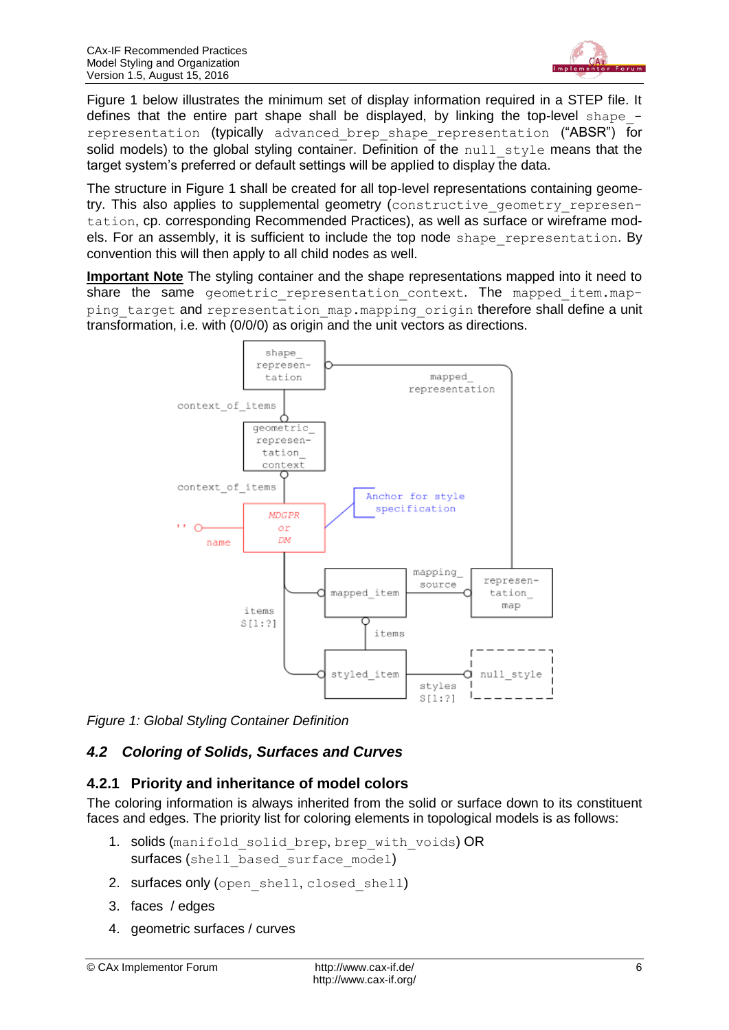Figure 1 below illustrates the minimum set of display information required in a STEP file. It defines that the entire part shape shall be displayed, by linking the top-level shape_representation (typically advanced_brep_shape_representation ("ABSR") for solid models) to the global styling container. Definition of the null_style means that the target system's preferred or default settings will be applied to display the data.

The structure in Figure 1 shall be created for all top-level representations containing geometry. This also applies to supplemental geometry (constructive_geometry_representation, cp. corresponding Recommended Practices), as well as surface or wireframe models. For an assembly, it is sufficient to include the top node shape_representation. By convention this will then apply to all child nodes as well.

**Important Note** The styling container and the shape representations mapped into it need to share the same geometric_representation_context. The mapped_item.mapping_target and representation_map.mapping_origin therefore shall define a unit transformation, i.e. with (0/0/0) as origin and the unit vectors as directions.

*Figure 1: Global Styling Container Definition*

## 4.2 Coloring of Solids, Surfaces and Curves

### 4.2.1 Priority and inheritance of model colors

The coloring information is always inherited from the solid or surface down to its constituent faces and edges. The priority list for coloring elements in topological models is as follows:

1. solids (manifold_solid_brep, brep_with_voids) OR surfaces (shell_based_surface_model)
2. surfaces only (open_shell, closed_shell)
3. faces / edges
4. geometric surfaces / curves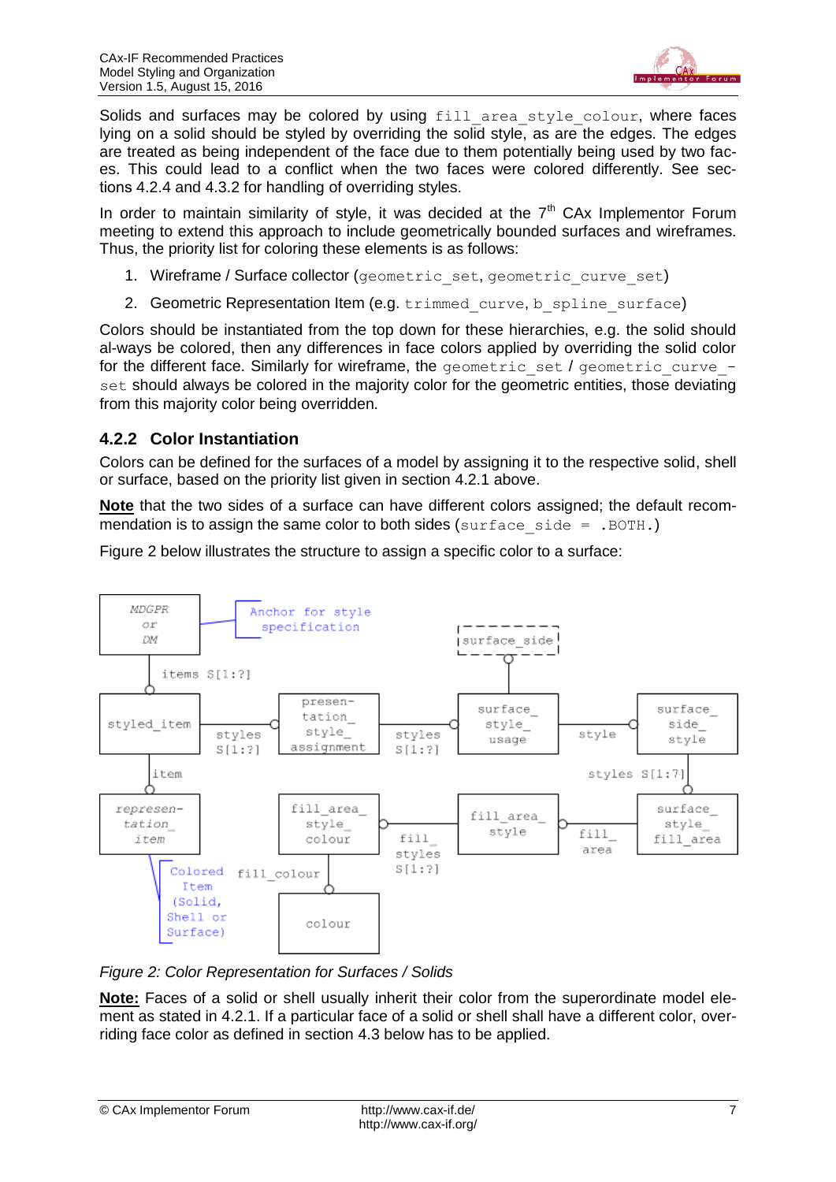Solids and surfaces may be colored by using `fill_area_style_colour`, where faces lying on a solid should be styled by overriding the solid style, as are the edges. The edges are treated as being independent of the face due to them potentially being used by two faces. This could lead to a conflict when the two faces were colored differently. See sections 4.2.4 and 4.3.2 for handling of overriding styles.

In order to maintain similarity of style, it was decided at the 7th CAx Implementor Forum meeting to extend this approach to include geometrically bounded surfaces and wireframes. Thus, the priority list for coloring these elements is as follows:

1. Wireframe / Surface collector (`geometric_set`, `geometric_curve_set`)
2. Geometric Representation Item (e.g. `trimmed_curve`, `b_spline_surface`)

Colors should be instantiated from the top down for these hierarchies, e.g. the solid should al-ways be colored, then any differences in face colors applied by overriding the solid color for the different face. Similarly for wireframe, the `geometric_set` / `geometric_curve_set` should always be colored in the majority color for the geometric entities, those deviating from this majority color being overridden.

### 4.2.2 Color Instantiation

Colors can be defined for the surfaces of a model by assigning it to the respective solid, shell or surface, based on the priority list given in section 4.2.1 above.

**Note** that the two sides of a surface can have different colors assigned; the default recommendation is to assign the same color to both sides (`surface_side = .BOTH.`)

Figure 2 below illustrates the structure to assign a specific color to a surface:

*Figure 2: Color Representation for Surfaces / Solids*

**Note:** Faces of a solid or shell usually inherit their color from the superordinate model element as stated in 4.2.1. If a particular face of a solid or shell shall have a different color, overriding face color as defined in section 4.3 below has to be applied.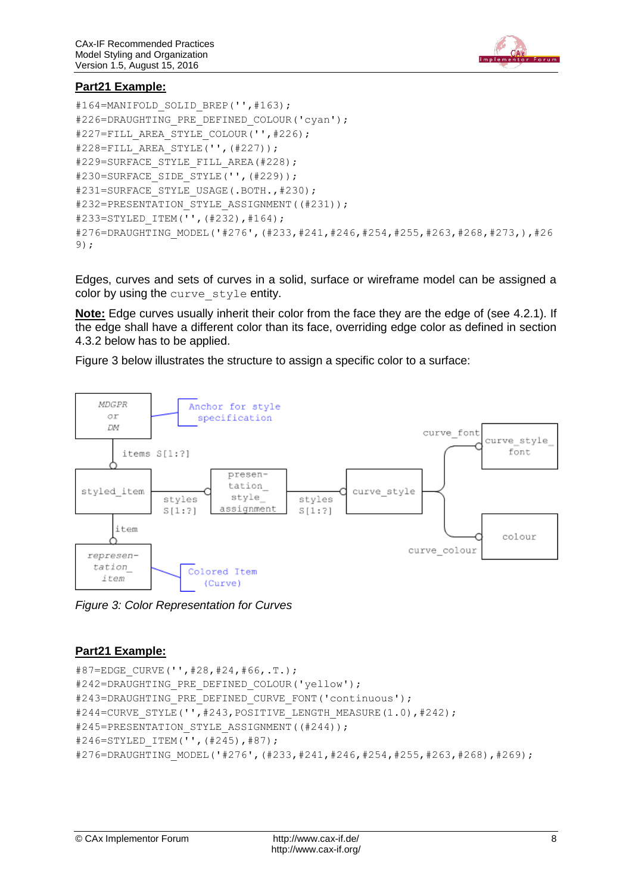**Part21 Example:**

```
#164=MANIFOLD_SOLID_BREP('',#163);
#226=DRAUGHTING_PRE_DEFINED_COLOUR('cyan');
#227=FILL_AREA_STYLE_COLOUR('',#226);
#228=FILL_AREA_STYLE('',(#227));
#229=SURFACE_STYLE_FILL_AREA(#228);
#230=SURFACE_SIDE_STYLE('',(#229));
#231=SURFACE_STYLE_USAGE(.BOTH.,#230);
#232=PRESENTATION_STYLE_ASSIGNMENT((#231));
#233=STYLED_ITEM('',(#232),#164);
#276=DRAUGHTING_MODEL('#276',(#233,#241,#246,#254,#255,#263,#268,#273,),#269);
```

Edges, curves and sets of curves in a solid, surface or wireframe model can be assigned a color by using the `curve_style` entity.

**Note:** Edge curves usually inherit their color from the face they are the edge of (see 4.2.1). If the edge shall have a different color than its face, overriding edge color as defined in section 4.3.2 below has to be applied.

Figure 3 below illustrates the structure to assign a specific color to a surface:

*Figure 3: Color Representation for Curves*

**Part21 Example:**

```
#87=EDGE_CURVE('',#28,#24,#66,.T.);
#242=DRAUGHTING_PRE_DEFINED_COLOUR('yellow');
#243=DRAUGHTING_PRE_DEFINED_CURVE_FONT('continuous');
#244=CURVE_STYLE('',#243,POSITIVE_LENGTH_MEASURE(1.0),#242);
#245=PRESENTATION_STYLE_ASSIGNMENT((#244));
#246=STYLED_ITEM('',(#245),#87);
#276=DRAUGHTING_MODEL('#276',(#233,#241,#246,#254,#255,#263,#268),#269);
```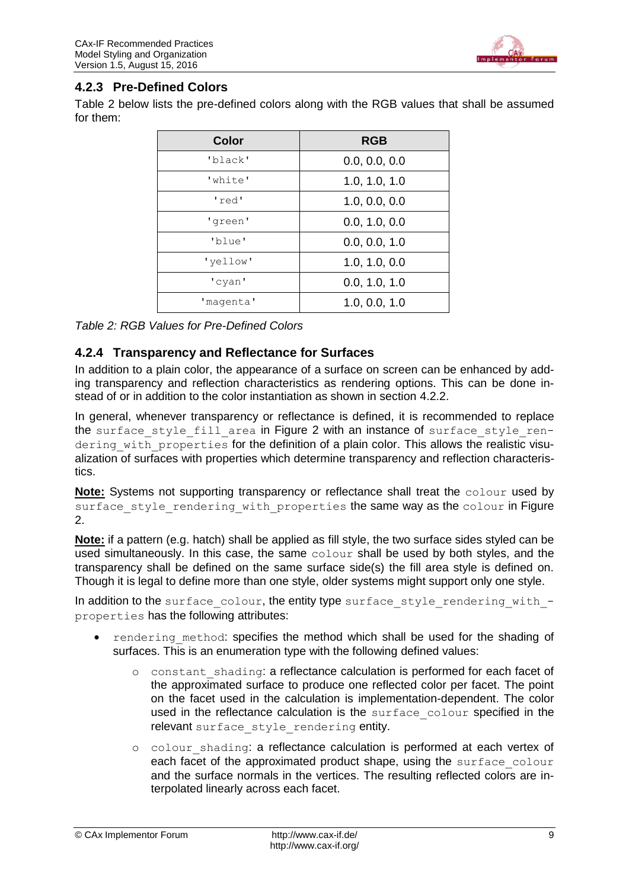### 4.2.3 Pre-Defined Colors

Table 2 below lists the pre-defined colors along with the RGB values that shall be assumed for them:

| Color | RGB |
|---|---|
| 'black' | 0.0, 0.0, 0.0 |
| 'white' | 1.0, 1.0, 1.0 |
| 'red' | 1.0, 0.0, 0.0 |
| 'green' | 0.0, 1.0, 0.0 |
| 'blue' | 0.0, 0.0, 1.0 |
| 'yellow' | 1.0, 1.0, 0.0 |
| 'cyan' | 0.0, 1.0, 1.0 |
| 'magenta' | 1.0, 0.0, 1.0 |

*Table 2: RGB Values for Pre-Defined Colors*

### 4.2.4 Transparency and Reflectance for Surfaces

In addition to a plain color, the appearance of a surface on screen can be enhanced by adding transparency and reflection characteristics as rendering options. This can be done instead of or in addition to the color instantiation as shown in section 4.2.2.

In general, whenever transparency or reflectance is defined, it is recommended to replace the `surface_style_fill_area` in Figure 2 with an instance of `surface_style_rendering_with_properties` for the definition of a plain color. This allows the realistic visualization of surfaces with properties which determine transparency and reflection characteristics.

**Note:** Systems not supporting transparency or reflectance shall treat the `colour` used by `surface_style_rendering_with_properties` the same way as the `colour` in Figure 2.

**Note:** if a pattern (e.g. hatch) shall be applied as fill style, the two surface sides styled can be used simultaneously. In this case, the same `colour` shall be used by both styles, and the transparency shall be defined on the same surface side(s) the fill area style is defined on. Though it is legal to define more than one style, older systems might support only one style.

In addition to the `surface_colour`, the entity type `surface_style_rendering_with_properties` has the following attributes:

- `rendering_method`: specifies the method which shall be used for the shading of surfaces. This is an enumeration type with the following defined values:
  - `constant_shading`: a reflectance calculation is performed for each facet of the approximated surface to produce one reflected color per facet. The point on the facet used in the calculation is implementation-dependent. The color used in the reflectance calculation is the `surface_colour` specified in the relevant `surface_style_rendering` entity.
  - `colour_shading`: a reflectance calculation is performed at each vertex of each facet of the approximated product shape, using the `surface_colour` and the surface normals in the vertices. The resulting reflected colors are interpolated linearly across each facet.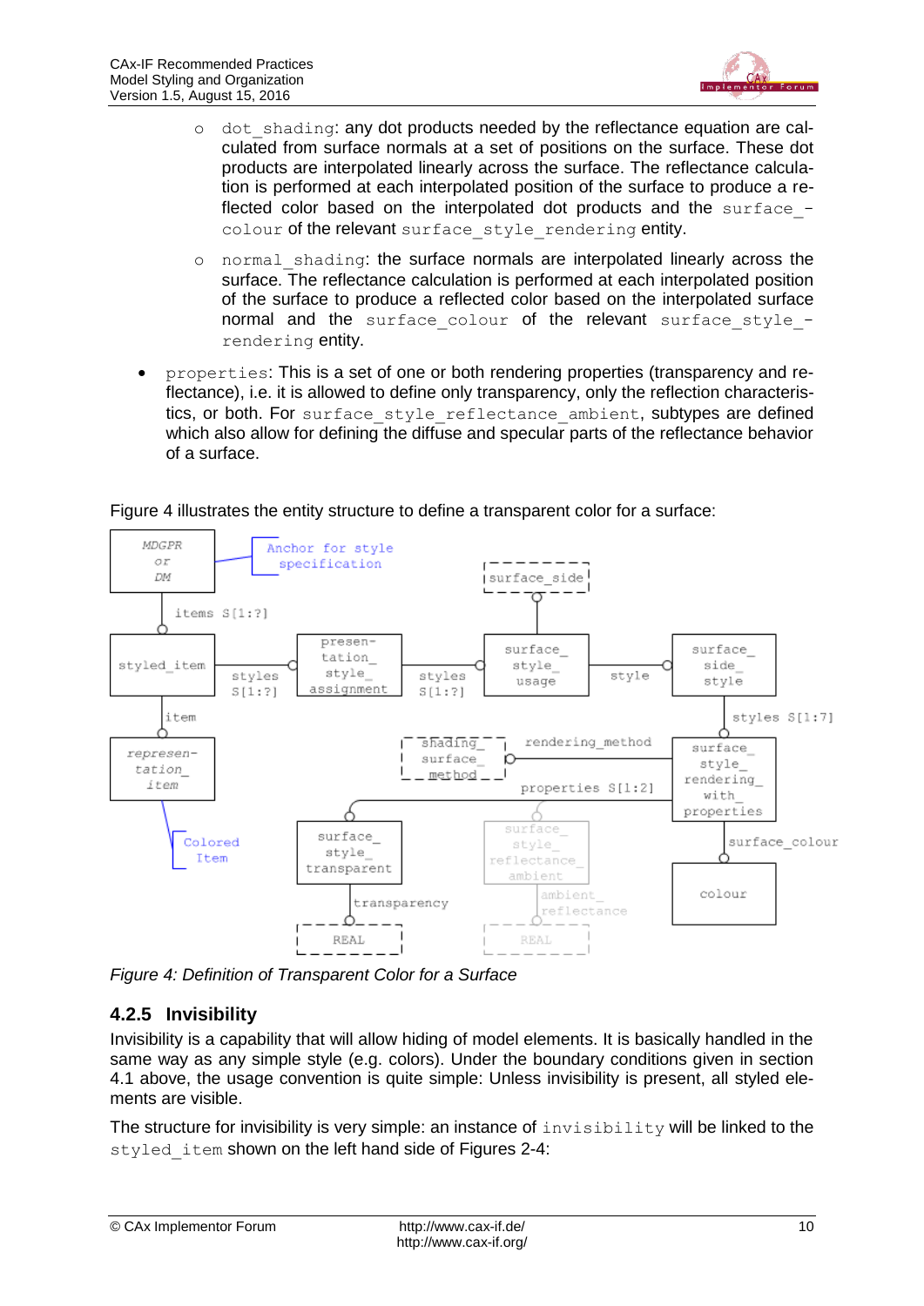- `dot_shading`: any dot products needed by the reflectance equation are calculated from surface normals at a set of positions on the surface. These dot products are interpolated linearly across the surface. The reflectance calculation is performed at each interpolated position of the surface to produce a reflected color based on the interpolated dot products and the `surface_colour` of the relevant `surface_style_rendering` entity.
   - `normal_shading`: the surface normals are interpolated linearly across the surface. The reflectance calculation is performed at each interpolated position of the surface to produce a reflected color based on the interpolated surface normal and the `surface_colour` of the relevant `surface_style_rendering` entity.

- `properties`: This is a set of one or both rendering properties (transparency and reflectance), i.e. it is allowed to define only transparency, only the reflection characteristics, or both. For `surface_style_reflectance_ambient`, subtypes are defined which also allow for defining the diffuse and specular parts of the reflectance behavior of a surface.

Figure 4 illustrates the entity structure to define a transparent color for a surface:

*Figure 4: Definition of Transparent Color for a Surface*

### 4.2.5 Invisibility

Invisibility is a capability that will allow hiding of model elements. It is basically handled in the same way as any simple style (e.g. colors). Under the boundary conditions given in section 4.1 above, the usage convention is quite simple: Unless invisibility is present, all styled elements are visible.

The structure for invisibility is very simple: an instance of `invisibility` will be linked to the `styled_item` shown on the left hand side of Figures 2-4: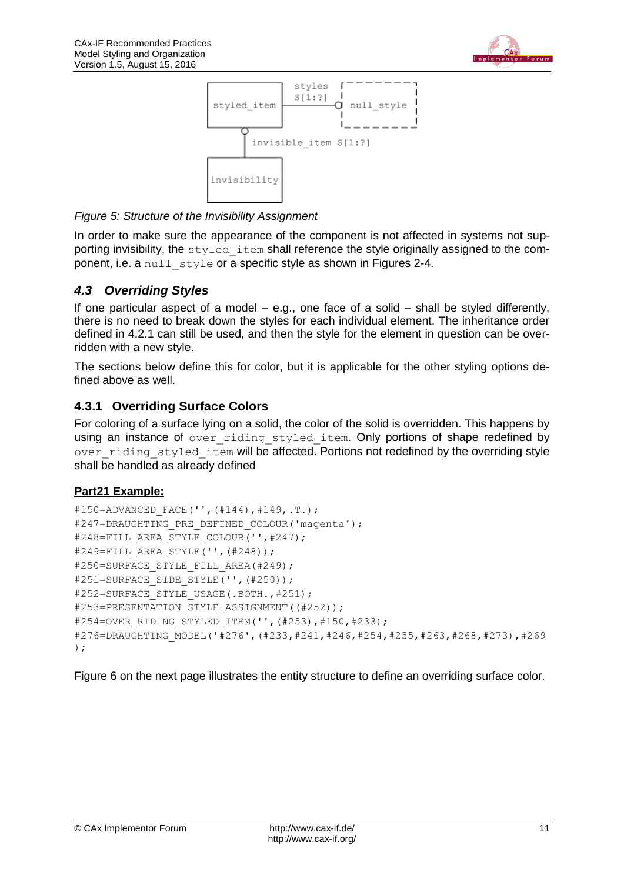Figure 5: Structure of the Invisibility Assignment

In order to make sure the appearance of the component is not affected in systems not supporting invisibility, the `styled_item` shall reference the style originally assigned to the component, i.e. a `null_style` or a specific style as shown in Figures 2-4.

## *4.3 Overriding Styles*

If one particular aspect of a model – e.g., one face of a solid – shall be styled differently, there is no need to break down the styles for each individual element. The inheritance order defined in 4.2.1 can still be used, and then the style for the element in question can be overridden with a new style.

The sections below define this for color, but it is applicable for the other styling options defined above as well.

### 4.3.1 Overriding Surface Colors

For coloring of a surface lying on a solid, the color of the solid is overridden. This happens by using an instance of `over_riding_styled_item`. Only portions of shape redefined by `over_riding_styled_item` will be affected. Portions not redefined by the overriding style shall be handled as already defined

**Part21 Example:**

```
#150=ADVANCED_FACE('',(#144),#149,.T.);
#247=DRAUGHTING_PRE_DEFINED_COLOUR('magenta');
#248=FILL_AREA_STYLE_COLOUR('',#247);
#249=FILL_AREA_STYLE('',(#248));
#250=SURFACE_STYLE_FILL_AREA(#249);
#251=SURFACE_SIDE_STYLE('',(#250));
#252=SURFACE_STYLE_USAGE(.BOTH.,#251);
#253=PRESENTATION_STYLE_ASSIGNMENT((#252));
#254=OVER_RIDING_STYLED_ITEM('',(#253),#150,#233);
#276=DRAUGHTING_MODEL('#276',(#233,#241,#246,#254,#255,#263,#268,#273),#269
);
```

Figure 6 on the next page illustrates the entity structure to define an overriding surface color.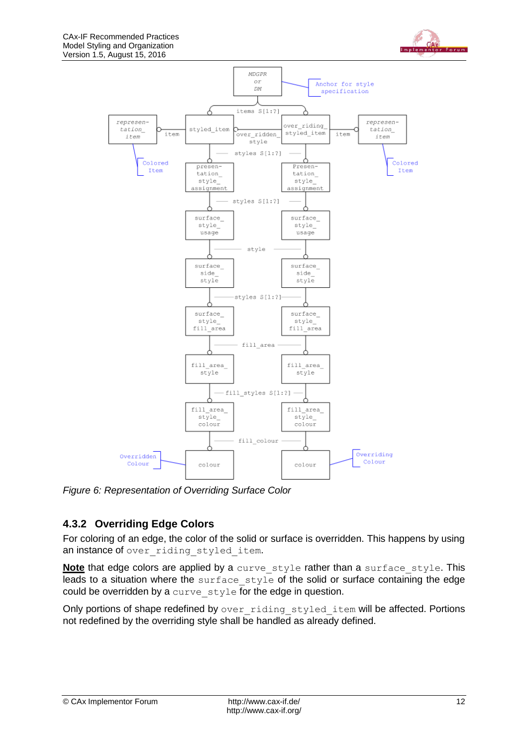Figure 6: Representation of Overriding Surface Color

### 4.3.2 Overriding Edge Colors

For coloring of an edge, the color of the solid or surface is overridden. This happens by using an instance of over_riding_styled_item.

**Note** that edge colors are applied by a curve_style rather than a surface_style. This leads to a situation where the surface_style of the solid or surface containing the edge could be overridden by a curve_style for the edge in question.

Only portions of shape redefined by over_riding_styled_item will be affected. Portions not redefined by the overriding style shall be handled as already defined.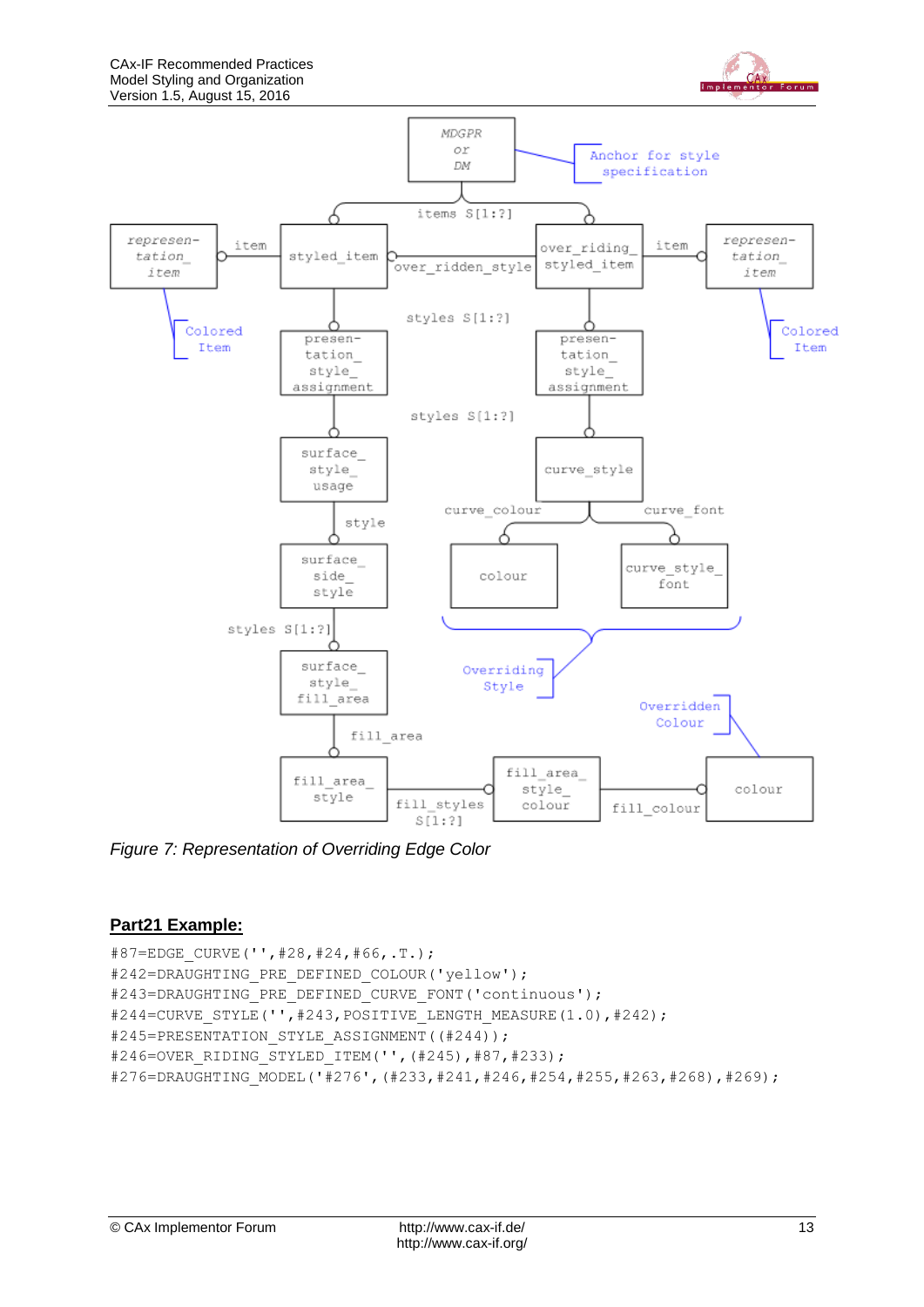*Figure 7: Representation of Overriding Edge Color*

## Part21 Example:

```
#87=EDGE_CURVE('',#28,#24,#66,.T.);
#242=DRAUGHTING_PRE_DEFINED_COLOUR('yellow');
#243=DRAUGHTING_PRE_DEFINED_CURVE_FONT('continuous');
#244=CURVE_STYLE('',#243,POSITIVE_LENGTH_MEASURE(1.0),#242);
#245=PRESENTATION_STYLE_ASSIGNMENT((#244));
#246=OVER_RIDING_STYLED_ITEM('',(#245),#87,#233);
#276=DRAUGHTING_MODEL('#276',(#233,#241,#246,#254,#255,#263,#268),#269);
```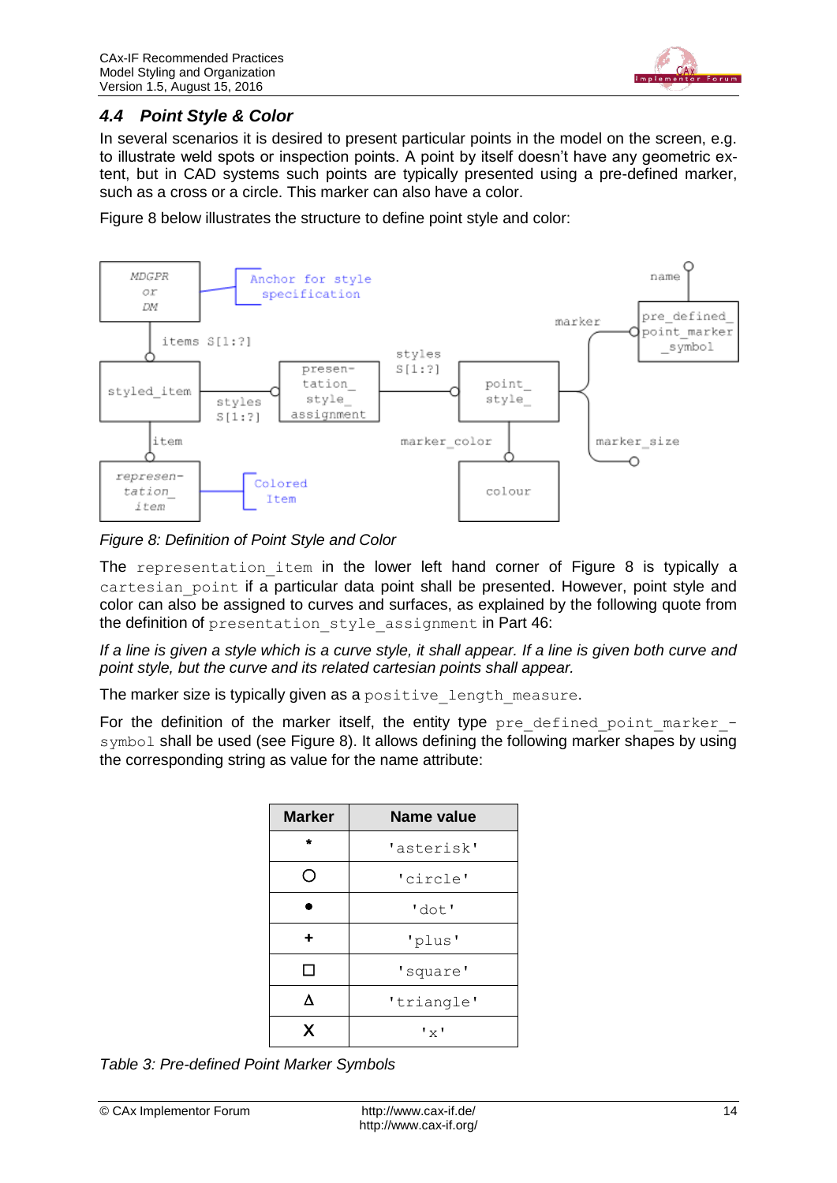### 4.4 Point Style & Color

In several scenarios it is desired to present particular points in the model on the screen, e.g. to illustrate weld spots or inspection points. A point by itself doesn't have any geometric extent, but in CAD systems such points are typically presented using a pre-defined marker, such as a cross or a circle. This marker can also have a color.

Figure 8 below illustrates the structure to define point style and color:

*Figure 8: Definition of Point Style and Color*

The `representation_item` in the lower left hand corner of Figure 8 is typically a `cartesian_point` if a particular data point shall be presented. However, point style and color can also be assigned to curves and surfaces, as explained by the following quote from the definition of `presentation_style_assignment` in Part 46:

*If a line is given a style which is a curve style, it shall appear. If a line is given both curve and point style, but the curve and its related cartesian points shall appear.*

The marker size is typically given as a `positive_length_measure`.

For the definition of the marker itself, the entity type `pre_defined_point_marker_symbol` shall be used (see Figure 8). It allows defining the following marker shapes by using the corresponding string as value for the name attribute:

| Marker | Name value |
|---|---|
| * | 'asterisk' |
| ○ | 'circle' |
| ● | 'dot' |
| + | 'plus' |
| □ | 'square' |
| Δ | 'triangle' |
| X | 'x' |

*Table 3: Pre-defined Point Marker Symbols*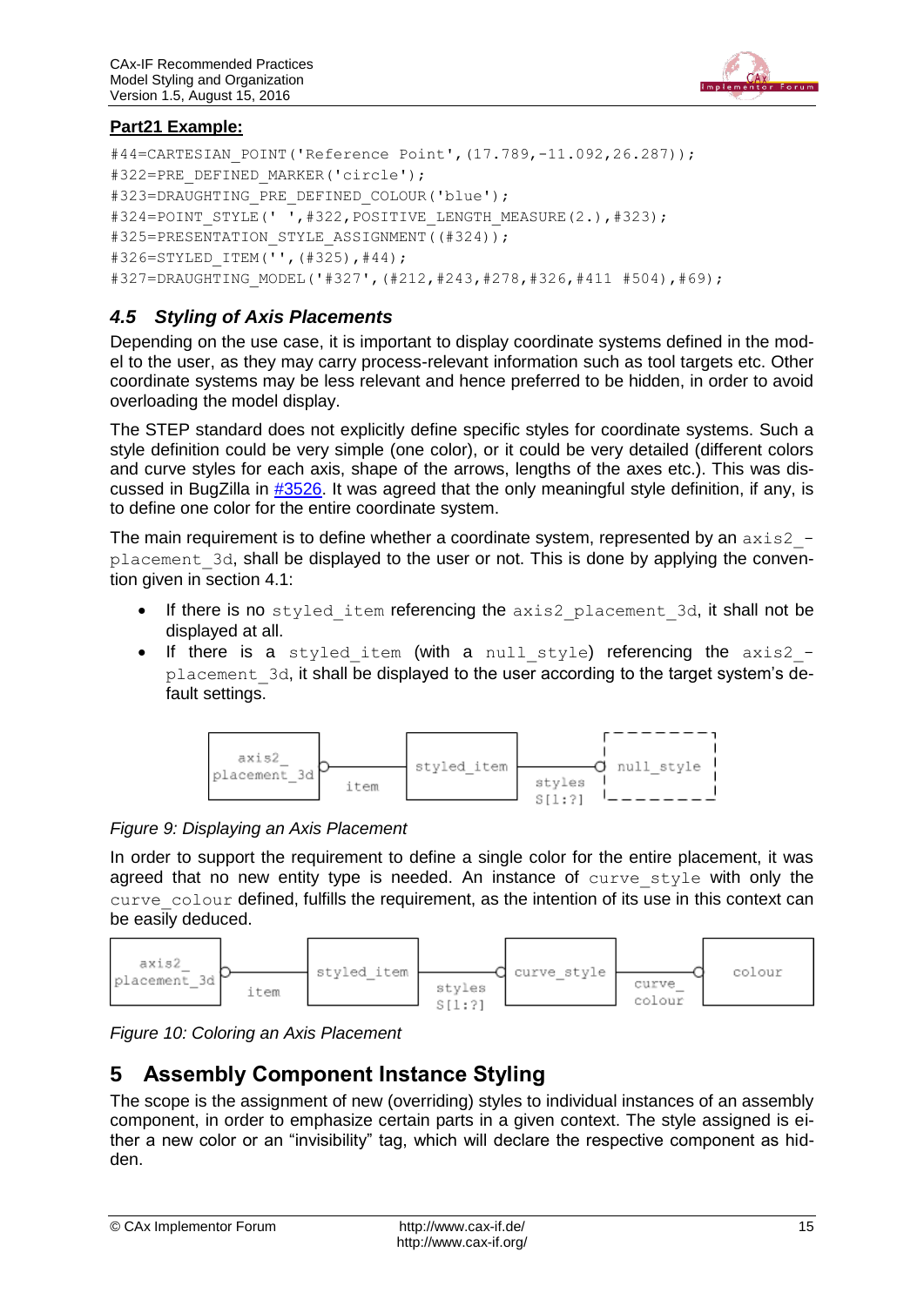**Part21 Example:**

```
#44=CARTESIAN_POINT('Reference Point',(17.789,-11.092,26.287));
#322=PRE_DEFINED_MARKER('circle');
#323=DRAUGHTING_PRE_DEFINED_COLOUR('blue');
#324=POINT_STYLE(' ',#322,POSITIVE_LENGTH_MEASURE(2.),#323);
#325=PRESENTATION_STYLE_ASSIGNMENT((#324));
#326=STYLED_ITEM('',(#325),#44);
#327=DRAUGHTING_MODEL('#327',(#212,#243,#278,#326,#411 #504),#69);
```

### *4.5 Styling of Axis Placements*

Depending on the use case, it is important to display coordinate systems defined in the model to the user, as they may carry process-relevant information such as tool targets etc. Other coordinate systems may be less relevant and hence preferred to be hidden, in order to avoid overloading the model display.

The STEP standard does not explicitly define specific styles for coordinate systems. Such a style definition could be very simple (one color), or it could be very detailed (different colors and curve styles for each axis, shape of the arrows, lengths of the axes etc.). This was discussed in BugZilla in #3526. It was agreed that the only meaningful style definition, if any, is to define one color for the entire coordinate system.

The main requirement is to define whether a coordinate system, represented by an `axis2_placement_3d`, shall be displayed to the user or not. This is done by applying the convention given in section 4.1:

- If there is no `styled_item` referencing the `axis2_placement_3d`, it shall not be displayed at all.
- If there is a `styled_item` (with a `null_style`) referencing the `axis2_placement_3d`, it shall be displayed to the user according to the target system's default settings.

*Figure 9: Displaying an Axis Placement*

In order to support the requirement to define a single color for the entire placement, it was agreed that no new entity type is needed. An instance of `curve_style` with only the `curve_colour` defined, fulfills the requirement, as the intention of its use in this context can be easily deduced.

*Figure 10: Coloring an Axis Placement*

# 5 Assembly Component Instance Styling

The scope is the assignment of new (overriding) styles to individual instances of an assembly component, in order to emphasize certain parts in a given context. The style assigned is either a new color or an "invisibility" tag, which will declare the respective component as hidden.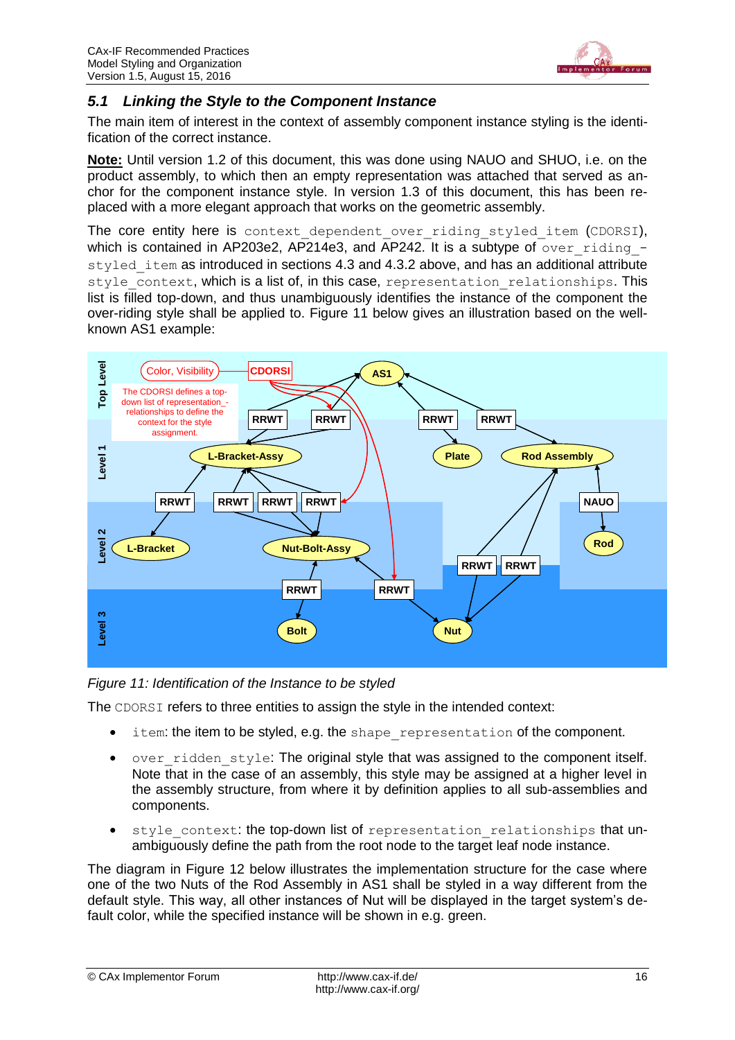## 5.1 Linking the Style to the Component Instance

The main item of interest in the context of assembly component instance styling is the identification of the correct instance.

**Note:** Until version 1.2 of this document, this was done using NAUO and SHUO, i.e. on the product assembly, to which then an empty representation was attached that served as anchor for the component instance style. In version 1.3 of this document, this has been replaced with a more elegant approach that works on the geometric assembly.

The core entity here is `context_dependent_over_riding_styled_item` (`CDORSI`), which is contained in AP203e2, AP214e3, and AP242. It is a subtype of `over_riding_styled_item` as introduced in sections 4.3 and 4.3.2 above, and has an additional attribute `style_context`, which is a list of, in this case, `representation_relationships`. This list is filled top-down, and thus unambiguously identifies the instance of the component the over-riding style shall be applied to. Figure 11 below gives an illustration based on the well-known AS1 example:

*Figure 11: Identification of the Instance to be styled*

The `CDORSI` refers to three entities to assign the style in the intended context:

- `item`: the item to be styled, e.g. the `shape_representation` of the component.
- `over_ridden_style`: The original style that was assigned to the component itself. Note that in the case of an assembly, this style may be assigned at a higher level in the assembly structure, from where it by definition applies to all sub-assemblies and components.
- `style_context`: the top-down list of `representation_relationships` that unambiguously define the path from the root node to the target leaf node instance.

The diagram in Figure 12 below illustrates the implementation structure for the case where one of the two Nuts of the Rod Assembly in AS1 shall be styled in a way different from the default style. This way, all other instances of Nut will be displayed in the target system's default color, while the specified instance will be shown in e.g. green.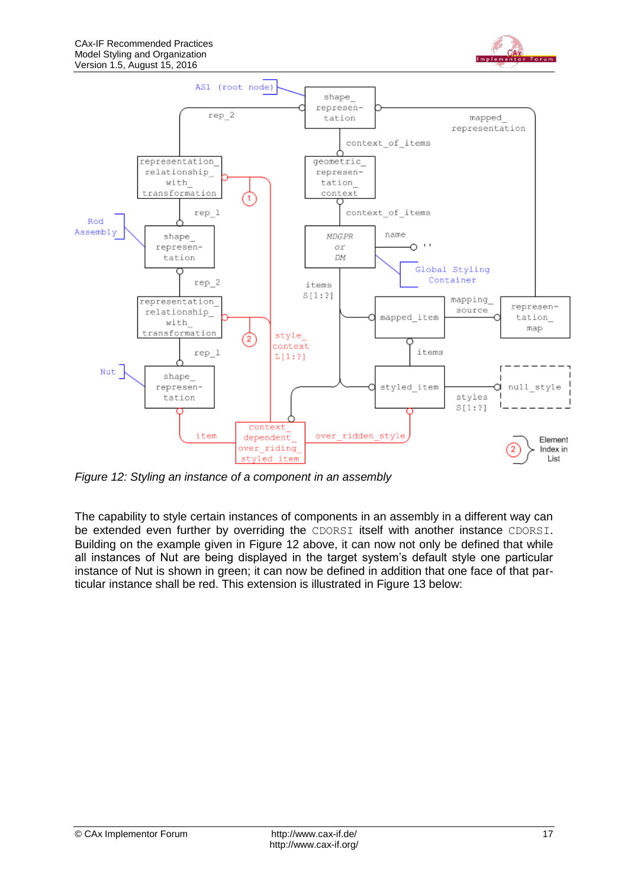*Figure 12: Styling an instance of a component in an assembly*

The capability to style certain instances of components in an assembly in a different way can be extended even further by overriding the CDORSI itself with another instance CDORSI. Building on the example given in Figure 12 above, it can now not only be defined that while all instances of Nut are being displayed in the target system's default style one particular instance of Nut is shown in green; it can now be defined in addition that one face of that particular instance shall be red. This extension is illustrated in Figure 13 below: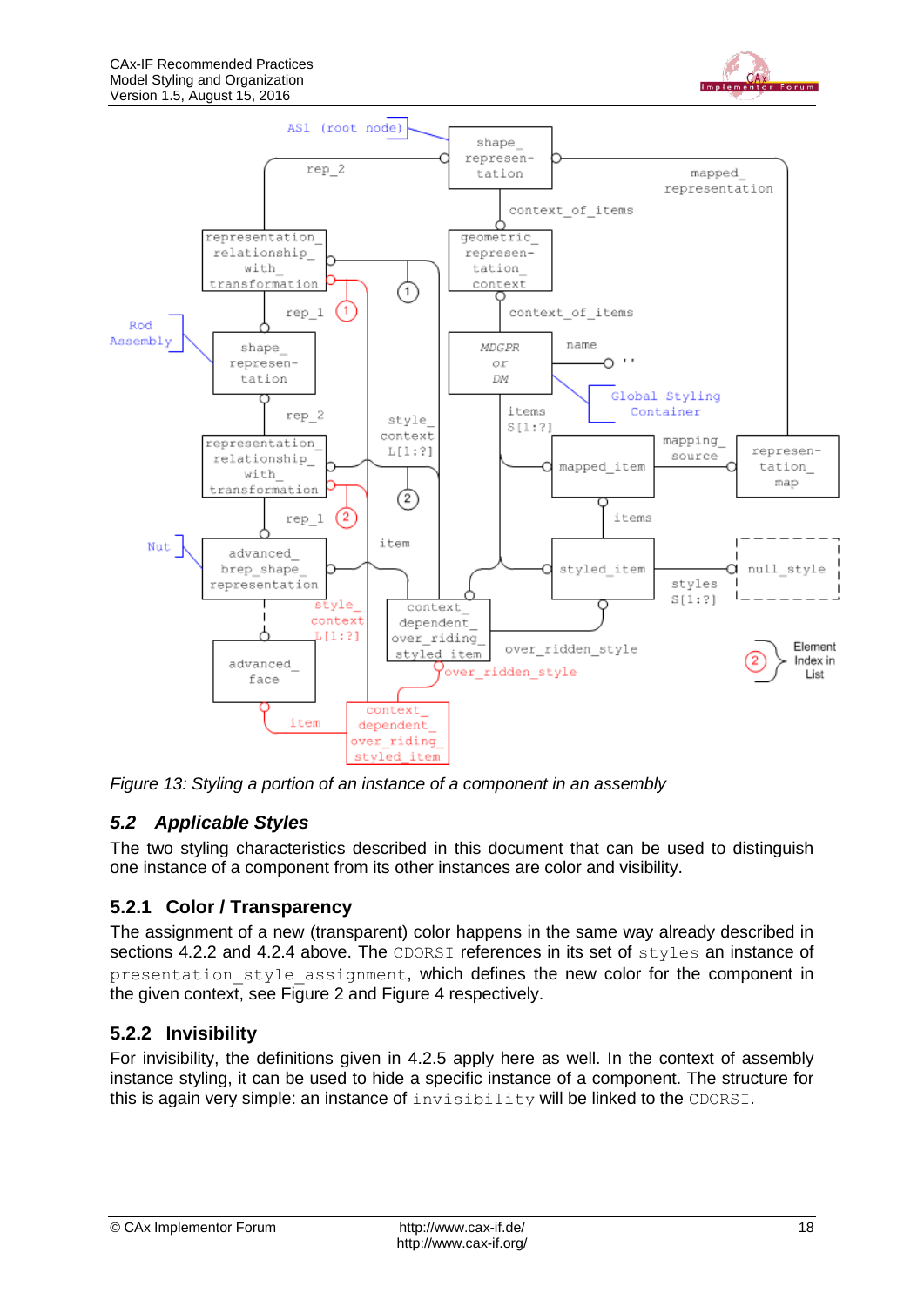*Figure 13: Styling a portion of an instance of a component in an assembly*

## *5.2 Applicable Styles*

The two styling characteristics described in this document that can be used to distinguish one instance of a component from its other instances are color and visibility.

### 5.2.1 Color / Transparency

The assignment of a new (transparent) color happens in the same way already described in sections 4.2.2 and 4.2.4 above. The CDORSI references in its set of styles an instance of presentation_style_assignment, which defines the new color for the component in the given context, see Figure 2 and Figure 4 respectively.

### 5.2.2 Invisibility

For invisibility, the definitions given in 4.2.5 apply here as well. In the context of assembly instance styling, it can be used to hide a specific instance of a component. The structure for this is again very simple: an instance of invisibility will be linked to the CDORSI.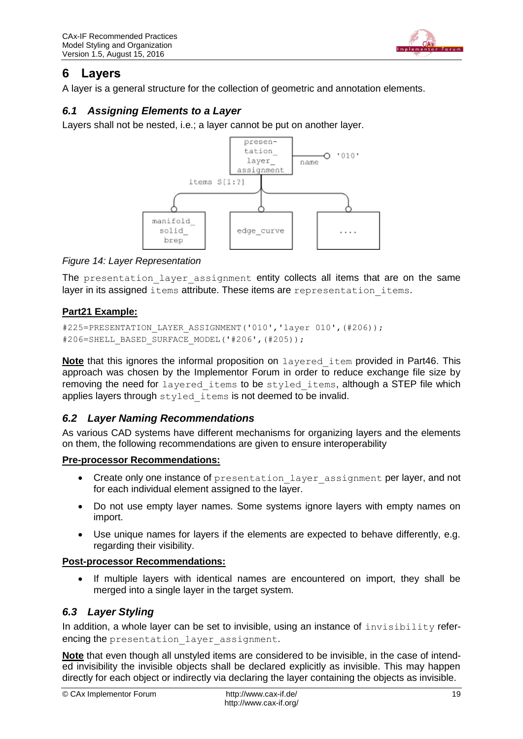# 6 Layers

A layer is a general structure for the collection of geometric and annotation elements.

## 6.1 Assigning Elements to a Layer

Layers shall not be nested, i.e.; a layer cannot be put on another layer.

*Figure 14: Layer Representation*

The `presentation_layer_assignment` entity collects all items that are on the same layer in its assigned `items` attribute. These items are `representation_items`.

**Part21 Example:**

```
#225=PRESENTATION_LAYER_ASSIGNMENT('010','layer 010',(#206));
#206=SHELL_BASED_SURFACE_MODEL('#206',(#205));
```

**Note** that this ignores the informal proposition on `layered_item` provided in Part46. This approach was chosen by the Implementor Forum in order to reduce exchange file size by removing the need for `layered_items` to be `styled_items`, although a STEP file which applies layers through `styled_items` is not deemed to be invalid.

## 6.2 Layer Naming Recommendations

As various CAD systems have different mechanisms for organizing layers and the elements on them, the following recommendations are given to ensure interoperability

**Pre-processor Recommendations:**

- Create only one instance of `presentation_layer_assignment` per layer, and not for each individual element assigned to the layer.
- Do not use empty layer names. Some systems ignore layers with empty names on import.
- Use unique names for layers if the elements are expected to behave differently, e.g. regarding their visibility.

**Post-processor Recommendations:**

- If multiple layers with identical names are encountered on import, they shall be merged into a single layer in the target system.

## 6.3 Layer Styling

In addition, a whole layer can be set to invisible, using an instance of `invisibility` referencing the `presentation_layer_assignment`.

**Note** that even though all unstyled items are considered to be invisible, in the case of intended invisibility the invisible objects shall be declared explicitly as invisible. This may happen directly for each object or indirectly via declaring the layer containing the objects as invisible.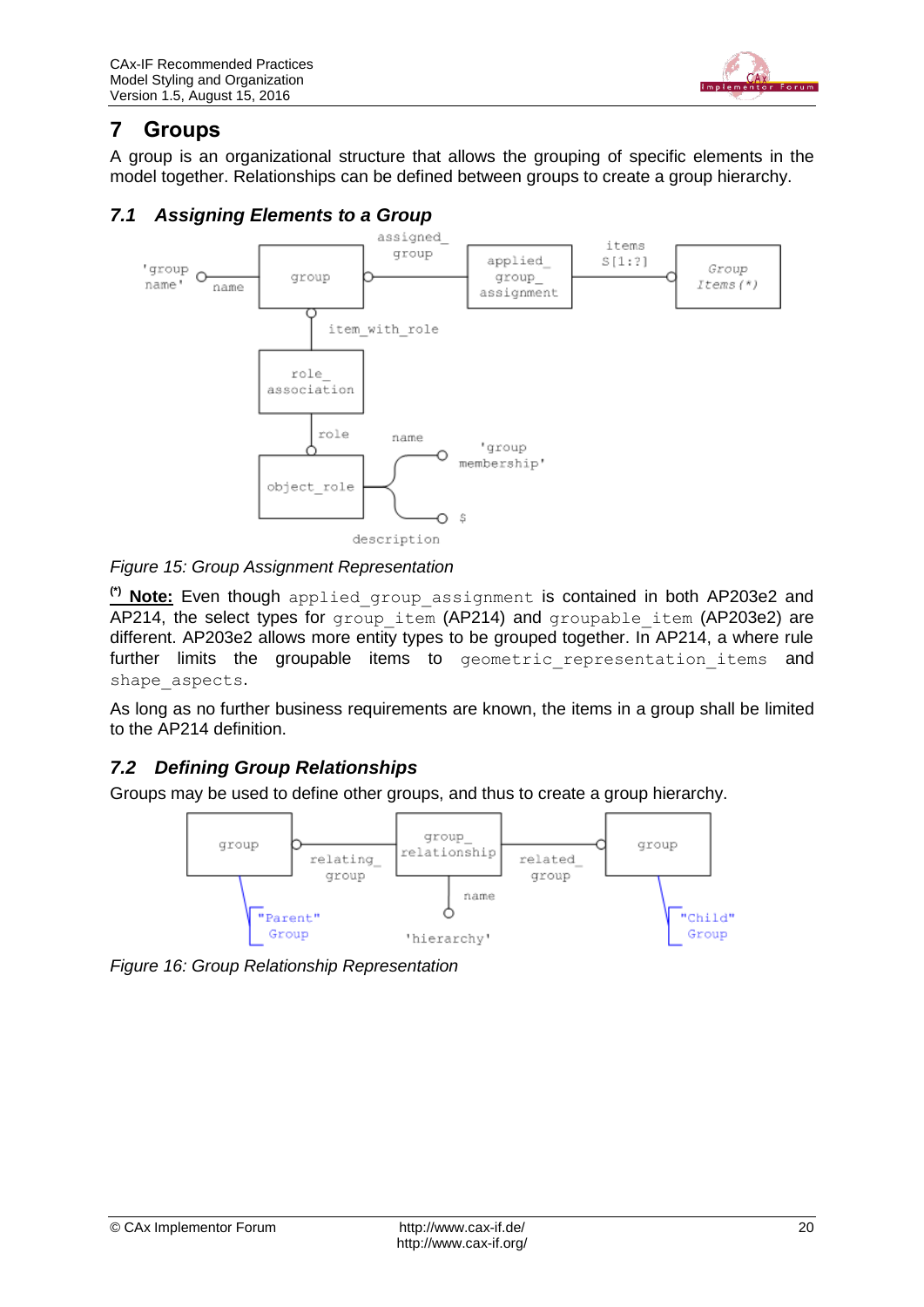# 7 Groups

A group is an organizational structure that allows the grouping of specific elements in the model together. Relationships can be defined between groups to create a group hierarchy.

## 7.1 Assigning Elements to a Group

*Figure 15: Group Assignment Representation*

[(*)] **Note:** Even though `applied_group_assignment` is contained in both AP203e2 and AP214, the select types for `group_item` (AP214) and `groupable_item` (AP203e2) are different. AP203e2 allows more entity types to be grouped together. In AP214, a where rule further limits the groupable items to `geometric_representation_items` and `shape_aspects`.

As long as no further business requirements are known, the items in a group shall be limited to the AP214 definition.

## 7.2 Defining Group Relationships

Groups may be used to define other groups, and thus to create a group hierarchy.

*Figure 16: Group Relationship Representation*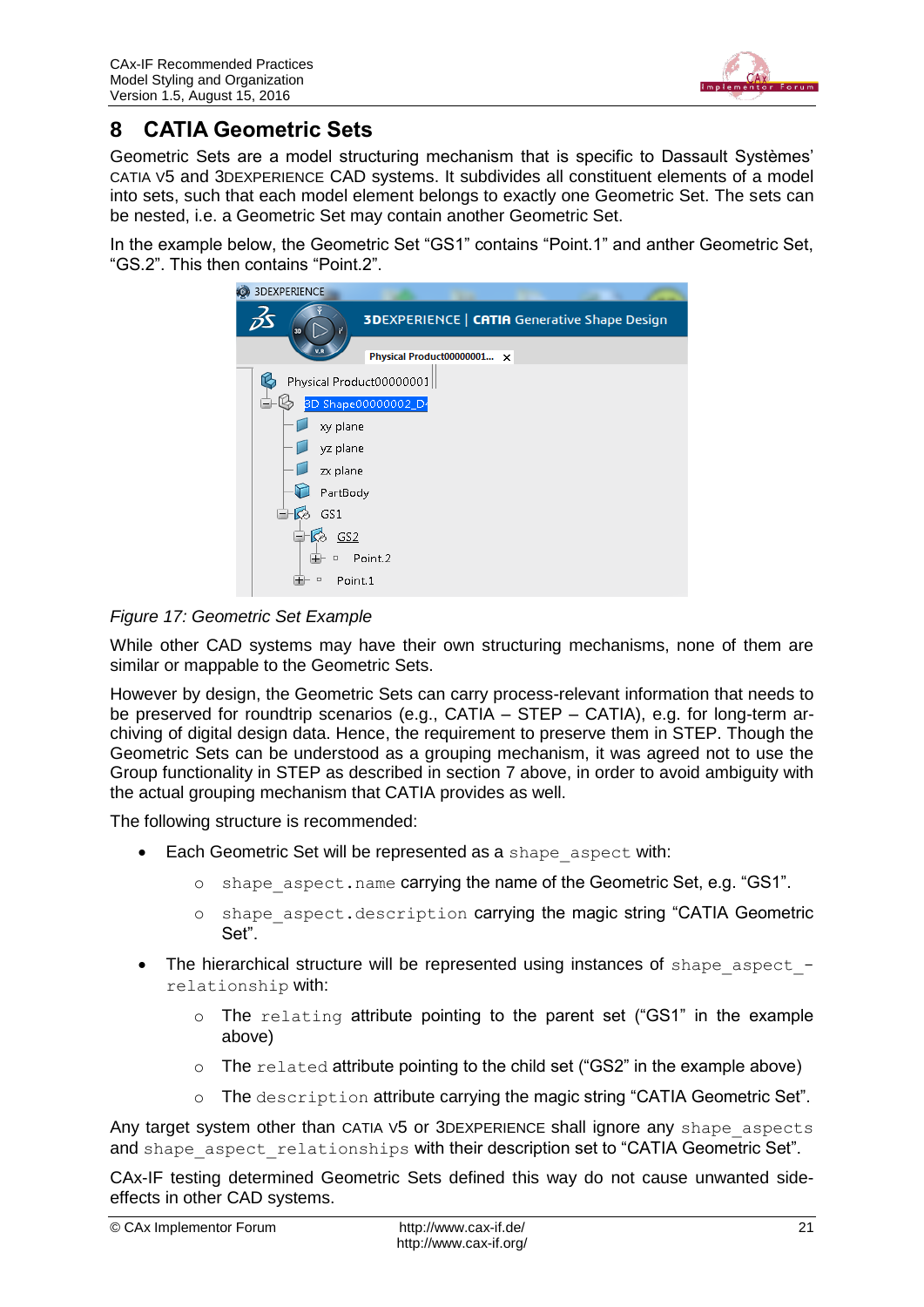# 8 CATIA Geometric Sets

Geometric Sets are a model structuring mechanism that is specific to Dassault Systèmes' CATIA V5 and 3DEXPERIENCE CAD systems. It subdivides all constituent elements of a model into sets, such that each model element belongs to exactly one Geometric Set. The sets can be nested, i.e. a Geometric Set may contain another Geometric Set.

In the example below, the Geometric Set "GS1" contains "Point.1" and anther Geometric Set, "GS.2". This then contains "Point.2".

*Figure 17: Geometric Set Example*

While other CAD systems may have their own structuring mechanisms, none of them are similar or mappable to the Geometric Sets.

However by design, the Geometric Sets can carry process-relevant information that needs to be preserved for roundtrip scenarios (e.g., CATIA – STEP – CATIA), e.g. for long-term archiving of digital design data. Hence, the requirement to preserve them in STEP. Though the Geometric Sets can be understood as a grouping mechanism, it was agreed not to use the Group functionality in STEP as described in section 7 above, in order to avoid ambiguity with the actual grouping mechanism that CATIA provides as well.

The following structure is recommended:

- Each Geometric Set will be represented as a `shape_aspect` with:
  - `shape_aspect.name` carrying the name of the Geometric Set, e.g. "GS1".
  - `shape_aspect.description` carrying the magic string "CATIA Geometric Set".
- The hierarchical structure will be represented using instances of `shape_aspect_relationship` with:
  - The `relating` attribute pointing to the parent set ("GS1" in the example above)
  - The `related` attribute pointing to the child set ("GS2" in the example above)
  - The `description` attribute carrying the magic string "CATIA Geometric Set".

Any target system other than CATIA V5 or 3DEXPERIENCE shall ignore any `shape_aspects` and `shape_aspect_relationships` with their description set to "CATIA Geometric Set".

CAx-IF testing determined Geometric Sets defined this way do not cause unwanted side-effects in other CAD systems.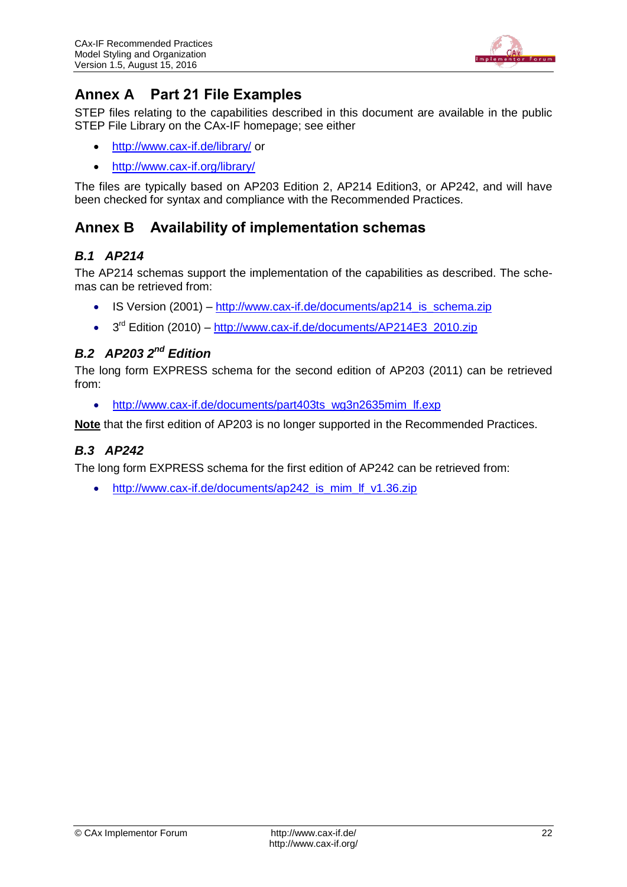# Annex A Part 21 File Examples

STEP files relating to the capabilities described in this document are available in the public STEP File Library on the CAx-IF homepage; see either

- http://www.cax-if.de/library/ or
- http://www.cax-if.org/library/

The files are typically based on AP203 Edition 2, AP214 Edition3, or AP242, and will have been checked for syntax and compliance with the Recommended Practices.

# Annex B Availability of implementation schemas

## *B.1 AP214*

The AP214 schemas support the implementation of the capabilities as described. The schemas can be retrieved from:

- IS Version (2001) – http://www.cax-if.de/documents/ap214_is_schema.zip
- 3rd Edition (2010) – http://www.cax-if.de/documents/AP214E3_2010.zip

## *B.2 AP203 2nd Edition*

The long form EXPRESS schema for the second edition of AP203 (2011) can be retrieved from:

- http://www.cax-if.de/documents/part403ts_wg3n2635mim_lf.exp

**Note** that the first edition of AP203 is no longer supported in the Recommended Practices.

## *B.3 AP242*

The long form EXPRESS schema for the first edition of AP242 can be retrieved from:

- http://www.cax-if.de/documents/ap242_is_mim_lf_v1.36.zip